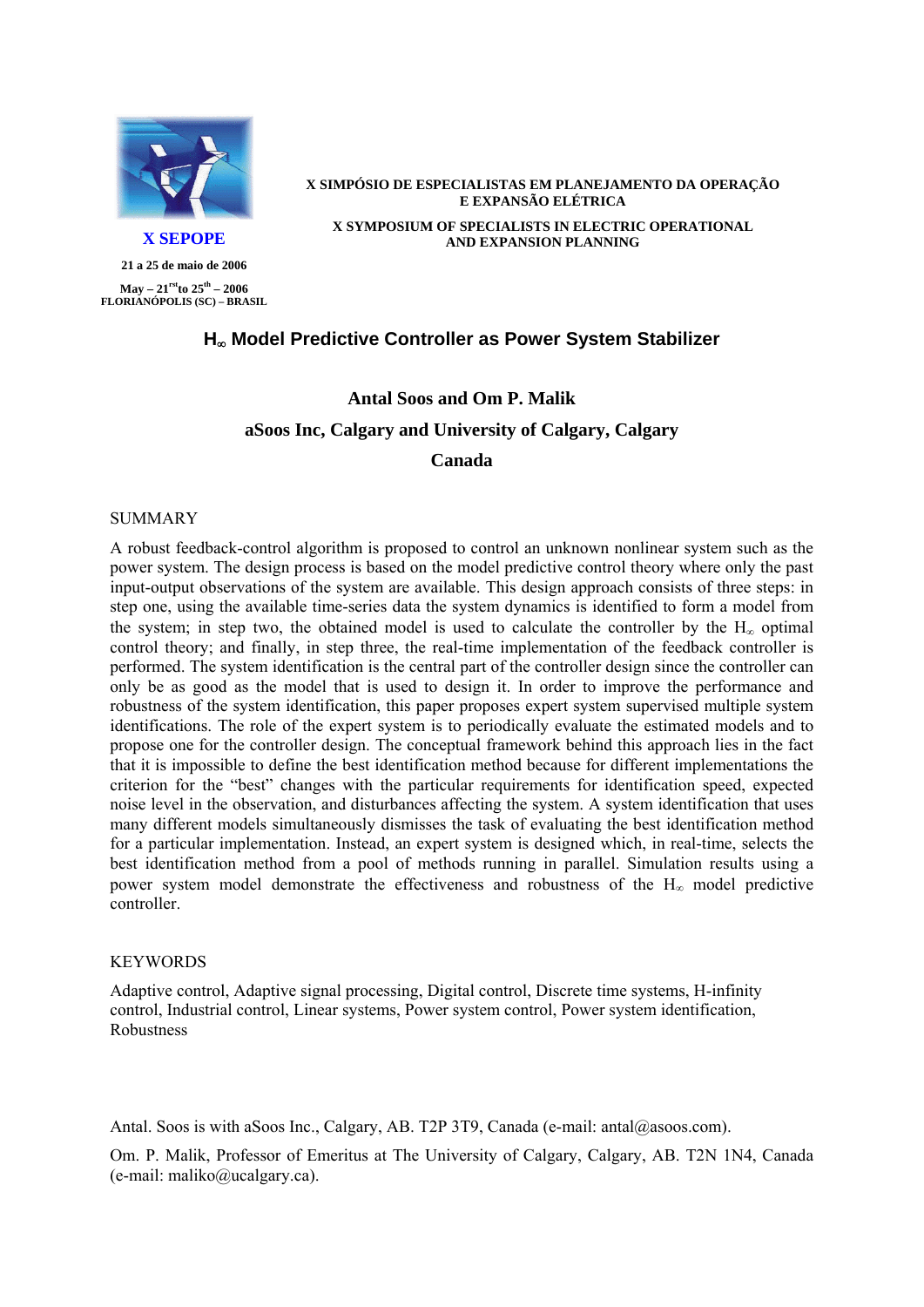**X SEPOPE**

**21 a 25 de maio de 2006**

**May – 21st to 25th – 2006**
**FLORIANÓPOLIS (SC) – BRASIL**

**X SIMPÓSIO DE ESPECIALISTAS EM PLANEJAMENTO DA OPERAÇÃO E EXPANSÃO ELÉTRICA**

**X SYMPOSIUM OF SPECIALISTS IN ELECTRIC OPERATIONAL AND EXPANSION PLANNING**

# $H_\infty$ Model Predictive Controller as Power System Stabilizer

**Antal Soos and Om P. Malik**

**aSoos Inc, Calgary and University of Calgary, Calgary**

**Canada**

## SUMMARY

A robust feedback-control algorithm is proposed to control an unknown nonlinear system such as the power system. The design process is based on the model predictive control theory where only the past input-output observations of the system are available. This design approach consists of three steps: in step one, using the available time-series data the system dynamics is identified to form a model from the system; in step two, the obtained model is used to calculate the controller by the $H_\infty$ optimal control theory; and finally, in step three, the real-time implementation of the feedback controller is performed. The system identification is the central part of the controller design since the controller can only be as good as the model that is used to design it. In order to improve the performance and robustness of the system identification, this paper proposes expert system supervised multiple system identifications. The role of the expert system is to periodically evaluate the estimated models and to propose one for the controller design. The conceptual framework behind this approach lies in the fact that it is impossible to define the best identification method because for different implementations the criterion for the "best" changes with the particular requirements for identification speed, expected noise level in the observation, and disturbances affecting the system. A system identification that uses many different models simultaneously dismisses the task of evaluating the best identification method for a particular implementation. Instead, an expert system is designed which, in real-time, selects the best identification method from a pool of methods running in parallel. Simulation results using a power system model demonstrate the effectiveness and robustness of the $H_\infty$ model predictive controller.

## KEYWORDS

Adaptive control, Adaptive signal processing, Digital control, Discrete time systems, H-infinity control, Industrial control, Linear systems, Power system control, Power system identification, Robustness

Antal. Soos is with aSoos Inc., Calgary, AB. T2P 3T9, Canada (e-mail: antal@asoos.com).

Om. P. Malik, Professor of Emeritus at The University of Calgary, Calgary, AB. T2N 1N4, Canada (e-mail: maliko@ucalgary.ca).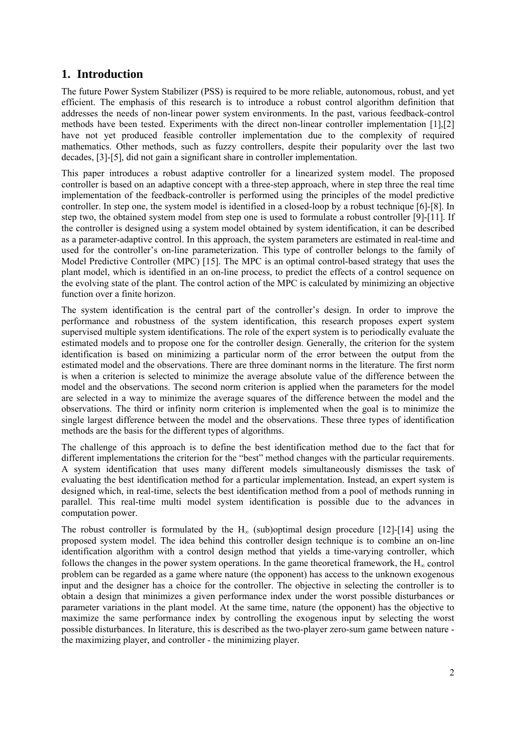## 1. Introduction

The future Power System Stabilizer (PSS) is required to be more reliable, autonomous, robust, and yet efficient. The emphasis of this research is to introduce a robust control algorithm definition that addresses the needs of non-linear power system environments. In the past, various feedback-control methods have been tested. Experiments with the direct non-linear controller implementation [1],[2] have not yet produced feasible controller implementation due to the complexity of required mathematics. Other methods, such as fuzzy controllers, despite their popularity over the last two decades, [3]-[5], did not gain a significant share in controller implementation.

This paper introduces a robust adaptive controller for a linearized system model. The proposed controller is based on an adaptive concept with a three-step approach, where in step three the real time implementation of the feedback-controller is performed using the principles of the model predictive controller. In step one, the system model is identified in a closed-loop by a robust technique [6]-[8]. In step two, the obtained system model from step one is used to formulate a robust controller [9]-[11]. If the controller is designed using a system model obtained by system identification, it can be described as a parameter-adaptive control. In this approach, the system parameters are estimated in real-time and used for the controller's on-line parameterization. This type of controller belongs to the family of Model Predictive Controller (MPC) [15]. The MPC is an optimal control-based strategy that uses the plant model, which is identified in an on-line process, to predict the effects of a control sequence on the evolving state of the plant. The control action of the MPC is calculated by minimizing an objective function over a finite horizon.

The system identification is the central part of the controller's design. In order to improve the performance and robustness of the system identification, this research proposes expert system supervised multiple system identifications. The role of the expert system is to periodically evaluate the estimated models and to propose one for the controller design. Generally, the criterion for the system identification is based on minimizing a particular norm of the error between the output from the estimated model and the observations. There are three dominant norms in the literature. The first norm is when a criterion is selected to minimize the average absolute value of the difference between the model and the observations. The second norm criterion is applied when the parameters for the model are selected in a way to minimize the average squares of the difference between the model and the observations. The third or infinity norm criterion is implemented when the goal is to minimize the single largest difference between the model and the observations. These three types of identification methods are the basis for the different types of algorithms.

The challenge of this approach is to define the best identification method due to the fact that for different implementations the criterion for the "best" method changes with the particular requirements. A system identification that uses many different models simultaneously dismisses the task of evaluating the best identification method for a particular implementation. Instead, an expert system is designed which, in real-time, selects the best identification method from a pool of methods running in parallel. This real-time multi model system identification is possible due to the advances in computation power.

The robust controller is formulated by the $H_\infty$ (sub)optimal design procedure [12]-[14] using the proposed system model. The idea behind this controller design technique is to combine an on-line identification algorithm with a control design method that yields a time-varying controller, which follows the changes in the power system operations. In the game theoretical framework, the $H_\infty$ control problem can be regarded as a game where nature (the opponent) has access to the unknown exogenous input and the designer has a choice for the controller. The objective in selecting the controller is to obtain a design that minimizes a given performance index under the worst possible disturbances or parameter variations in the plant model. At the same time, nature (the opponent) has the objective to maximize the same performance index by controlling the exogenous input by selecting the worst possible disturbances. In literature, this is described as the two-player zero-sum game between nature - the maximizing player, and controller - the minimizing player.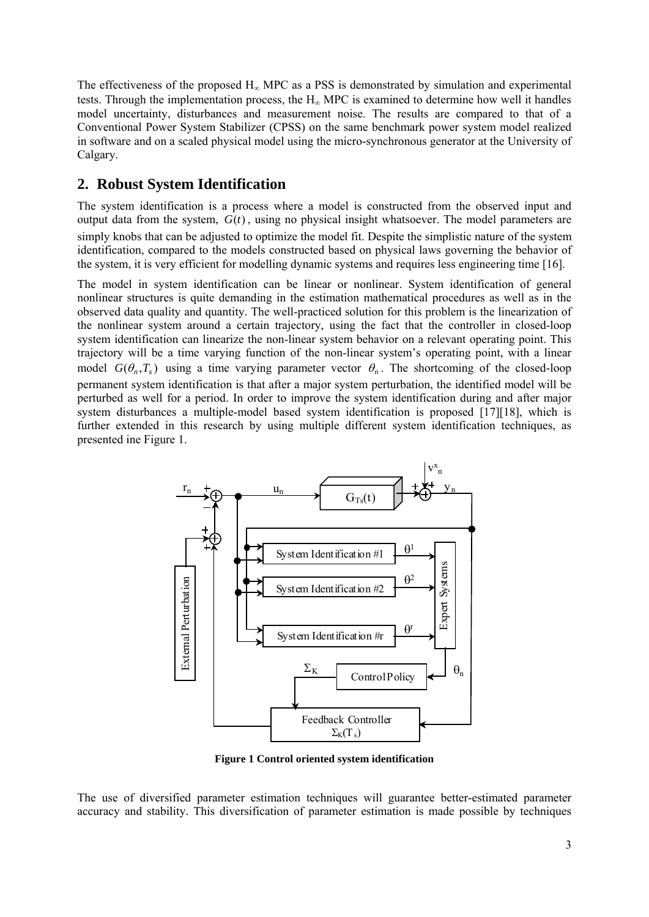The effectiveness of the proposed $H_\infty$ MPC as a PSS is demonstrated by simulation and experimental tests. Through the implementation process, the $H_\infty$ MPC is examined to determine how well it handles model uncertainty, disturbances and measurement noise. The results are compared to that of a Conventional Power System Stabilizer (CPSS) on the same benchmark power system model realized in software and on a scaled physical model using the micro-synchronous generator at the University of Calgary.

## 2. Robust System Identification

The system identification is a process where a model is constructed from the observed input and output data from the system, $G(t)$, using no physical insight whatsoever. The model parameters are simply knobs that can be adjusted to optimize the model fit. Despite the simplistic nature of the system identification, compared to the models constructed based on physical laws governing the behavior of the system, it is very efficient for modelling dynamic systems and requires less engineering time [16].

The model in system identification can be linear or nonlinear. System identification of general nonlinear structures is quite demanding in the estimation mathematical procedures as well as in the observed data quality and quantity. The well-practiced solution for this problem is the linearization of the nonlinear system around a certain trajectory, using the fact that the controller in closed-loop system identification can linearize the non-linear system behavior on a relevant operating point. This trajectory will be a time varying function of the non-linear system's operating point, with a linear model $G(\theta_n, T_s)$ using a time varying parameter vector $\theta_n$. The shortcoming of the closed-loop permanent system identification is that after a major system perturbation, the identified model will be perturbed as well for a period. In order to improve the system identification during and after major system disturbances a multiple-model based system identification is proposed [17][18], which is further extended in this research by using multiple different system identification techniques, as presented ine Figure 1.

**Figure 1 Control oriented system identification**

The use of diversified parameter estimation techniques will guarantee better-estimated parameter accuracy and stability. This diversification of parameter estimation is made possible by techniques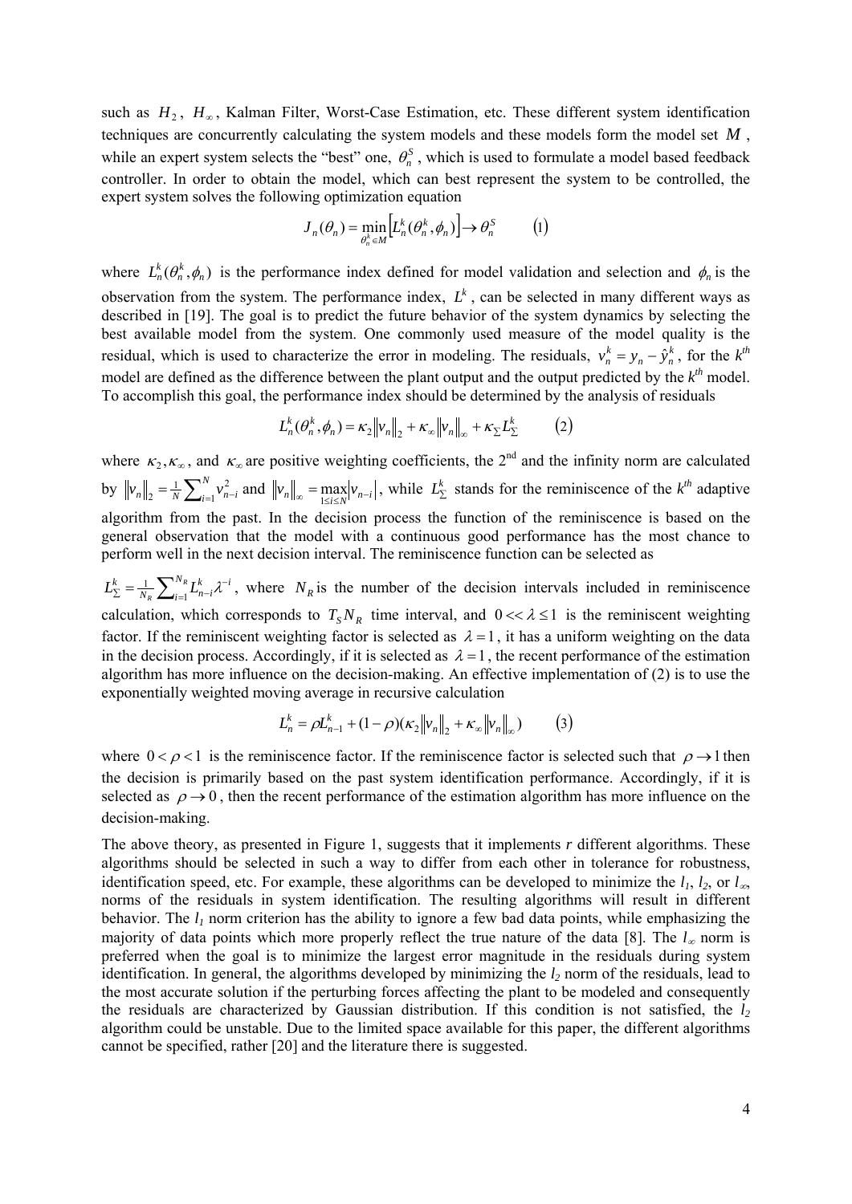such as $H_2$, $H_\infty$, Kalman Filter, Worst-Case Estimation, etc. These different system identification techniques are concurrently calculating the system models and these models form the model set $M$, while an expert system selects the "best" one, $\theta_n^S$, which is used to formulate a model based feedback controller. In order to obtain the model, which can best represent the system to be controlled, the expert system solves the following optimization equation

$$J_n(\theta_n) = \min_{\theta_n^k \in M}\left[L_n^k(\theta_n^k,\phi_n)\right] \rightarrow \theta_n^S \qquad (1)$$

where $L_n^k(\theta_n^k,\phi_n)$ is the performance index defined for model validation and selection and $\phi_n$ is the observation from the system. The performance index, $L^k$, can be selected in many different ways as described in [19]. The goal is to predict the future behavior of the system dynamics by selecting the best available model from the system. One commonly used measure of the model quality is the residual, which is used to characterize the error in modeling. The residuals, $v_n^k = y_n - \hat{y}_n^k$, for the $k^{th}$ model are defined as the difference between the plant output and the output predicted by the $k^{th}$ model. To accomplish this goal, the performance index should be determined by the analysis of residuals

$$L_n^k(\theta_n^k,\phi_n) = \kappa_2\left\|v_n\right\|_2 + \kappa_\infty\left\|v_n\right\|_\infty + \kappa_\Sigma L_\Sigma^k \qquad (2)$$

where $\kappa_2, \kappa_\infty$, and $\kappa_\infty$ are positive weighting coefficients, the 2[nd] and the infinity norm are calculated by $\left\|v_n\right\|_2 = \frac{1}{N}\sum_{i=1}^{N} v_{n-i}^2$ and $\left\|v_n\right\|_\infty = \max_{1\le i\le N}\left|v_{n-i}\right|$, while $L_\Sigma^k$ stands for the reminiscence of the $k^{th}$ adaptive algorithm from the past. In the decision process the function of the reminiscence is based on the general observation that the model with a continuous good performance has the most chance to perform well in the next decision interval. The reminiscence function can be selected as

$L_\Sigma^k = \frac{1}{N_R}\sum_{i=1}^{N_R} L_{n-i}^k \lambda^{-i}$, where $N_R$ is the number of the decision intervals included in reminiscence calculation, which corresponds to $T_S N_R$ time interval, and $0 << \lambda \le 1$ is the reminiscent weighting factor. If the reminiscent weighting factor is selected as $\lambda = 1$, it has a uniform weighting on the data in the decision process. Accordingly, if it is selected as $\lambda = 1$, the recent performance of the estimation algorithm has more influence on the decision-making. An effective implementation of (2) is to use the exponentially weighted moving average in recursive calculation

$$L_n^k = \rho L_{n-1}^k + (1-\rho)(\kappa_2\left\|v_n\right\|_2 + \kappa_\infty\left\|v_n\right\|_\infty) \qquad (3)$$

where $0 < \rho < 1$ is the reminiscence factor. If the reminiscence factor is selected such that $\rho \rightarrow 1$ then the decision is primarily based on the past system identification performance. Accordingly, if it is selected as $\rho \rightarrow 0$, then the recent performance of the estimation algorithm has more influence on the decision-making.

The above theory, as presented in Figure 1, suggests that it implements *r* different algorithms. These algorithms should be selected in such a way to differ from each other in tolerance for robustness, identification speed, etc. For example, these algorithms can be developed to minimize the $l_1$, $l_2$, or $l_\infty$, norms of the residuals in system identification. The resulting algorithms will result in different behavior. The $l_1$ norm criterion has the ability to ignore a few bad data points, while emphasizing the majority of data points which more properly reflect the true nature of the data [8]. The $l_\infty$ norm is preferred when the goal is to minimize the largest error magnitude in the residuals during system identification. In general, the algorithms developed by minimizing the $l_2$ norm of the residuals, lead to the most accurate solution if the perturbing forces affecting the plant to be modeled and consequently the residuals are characterized by Gaussian distribution. If this condition is not satisfied, the $l_2$ algorithm could be unstable. Due to the limited space available for this paper, the different algorithms cannot be specified, rather [20] and the literature there is suggested.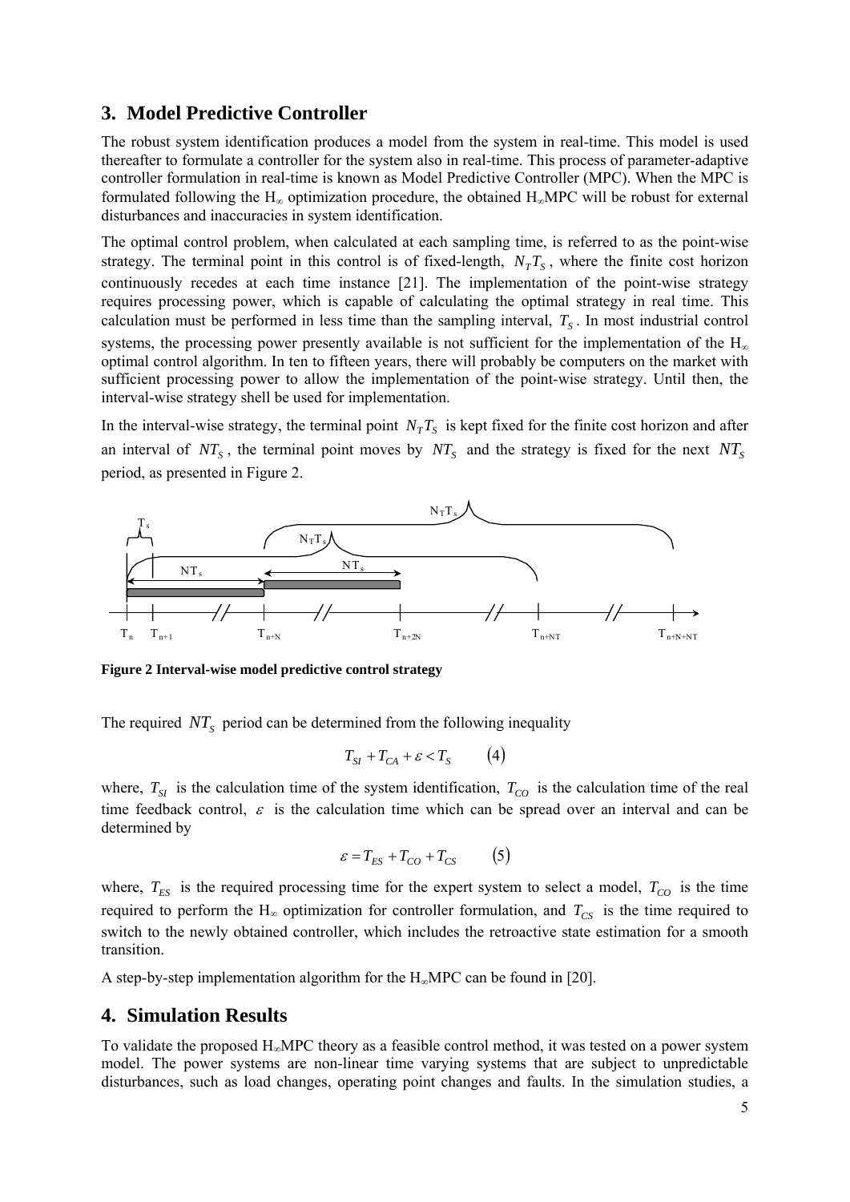## 3. Model Predictive Controller

The robust system identification produces a model from the system in real-time. This model is used thereafter to formulate a controller for the system also in real-time. This process of parameter-adaptive controller formulation in real-time is known as Model Predictive Controller (MPC). When the MPC is formulated following the $H_\infty$ optimization procedure, the obtained $H_\infty$MPC will be robust for external disturbances and inaccuracies in system identification.

The optimal control problem, when calculated at each sampling time, is referred to as the point-wise strategy. The terminal point in this control is of fixed-length, $N_T T_S$, where the finite cost horizon continuously recedes at each time instance [21]. The implementation of the point-wise strategy requires processing power, which is capable of calculating the optimal strategy in real time. This calculation must be performed in less time than the sampling interval, $T_S$. In most industrial control systems, the processing power presently available is not sufficient for the implementation of the $H_\infty$ optimal control algorithm. In ten to fifteen years, there will probably be computers on the market with sufficient processing power to allow the implementation of the point-wise strategy. Until then, the interval-wise strategy shell be used for implementation.

In the interval-wise strategy, the terminal point $N_T T_S$ is kept fixed for the finite cost horizon and after an interval of $NT_S$, the terminal point moves by $NT_S$ and the strategy is fixed for the next $NT_S$ period, as presented in Figure 2.

**Figure 2 Interval-wise model predictive control strategy**

The required $NT_S$ period can be determined from the following inequality

$$T_{SI} + T_{CA} + \varepsilon < T_S \qquad (4)$$

where, $T_{SI}$ is the calculation time of the system identification, $T_{CO}$ is the calculation time of the real time feedback control, $\varepsilon$ is the calculation time which can be spread over an interval and can be determined by

$$\varepsilon = T_{ES} + T_{CO} + T_{CS} \qquad (5)$$

where, $T_{ES}$ is the required processing time for the expert system to select a model, $T_{CO}$ is the time required to perform the $H_\infty$ optimization for controller formulation, and $T_{CS}$ is the time required to switch to the newly obtained controller, which includes the retroactive state estimation for a smooth transition.

A step-by-step implementation algorithm for the $H_\infty$MPC can be found in [20].

## 4. Simulation Results

To validate the proposed $H_\infty$MPC theory as a feasible control method, it was tested on a power system model. The power systems are non-linear time varying systems that are subject to unpredictable disturbances, such as load changes, operating point changes and faults. In the simulation studies, a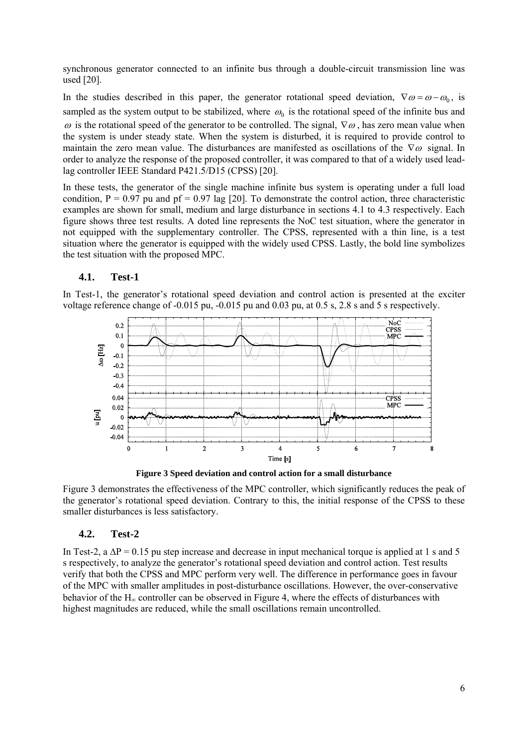synchronous generator connected to an infinite bus through a double-circuit transmission line was used [20].

In the studies described in this paper, the generator rotational speed deviation, $\nabla\omega = \omega - \omega_0$, is sampled as the system output to be stabilized, where $\omega_0$ is the rotational speed of the infinite bus and $\omega$ is the rotational speed of the generator to be controlled. The signal, $\nabla\omega$, has zero mean value when the system is under steady state. When the system is disturbed, it is required to provide control to maintain the zero mean value. The disturbances are manifested as oscillations of the $\nabla\omega$ signal. In order to analyze the response of the proposed controller, it was compared to that of a widely used lead-lag controller IEEE Standard P421.5/D15 (CPSS) [20].

In these tests, the generator of the single machine infinite bus system is operating under a full load condition, P = 0.97 pu and pf = 0.97 lag [20]. To demonstrate the control action, three characteristic examples are shown for small, medium and large disturbance in sections 4.1 to 4.3 respectively. Each figure shows three test results. A doted line represents the NoC test situation, where the generator in not equipped with the supplementary controller. The CPSS, represented with a thin line, is a test situation where the generator is equipped with the widely used CPSS. Lastly, the bold line symbolizes the test situation with the proposed MPC.

### 4.1. Test-1

In Test-1, the generator's rotational speed deviation and control action is presented at the exciter voltage reference change of -0.015 pu, -0.015 pu and 0.03 pu, at 0.5 s, 2.8 s and 5 s respectively.

**Figure 3 Speed deviation and control action for a small disturbance**

Figure 3 demonstrates the effectiveness of the MPC controller, which significantly reduces the peak of the generator's rotational speed deviation. Contrary to this, the initial response of the CPSS to these smaller disturbances is less satisfactory.

### 4.2. Test-2

In Test-2, a $\Delta P = 0.15$ pu step increase and decrease in input mechanical torque is applied at 1 s and 5 s respectively, to analyze the generator's rotational speed deviation and control action. Test results verify that both the CPSS and MPC perform very well. The difference in performance goes in favour of the MPC with smaller amplitudes in post-disturbance oscillations. However, the over-conservative behavior of the $H_\infty$ controller can be observed in Figure 4, where the effects of disturbances with highest magnitudes are reduced, while the small oscillations remain uncontrolled.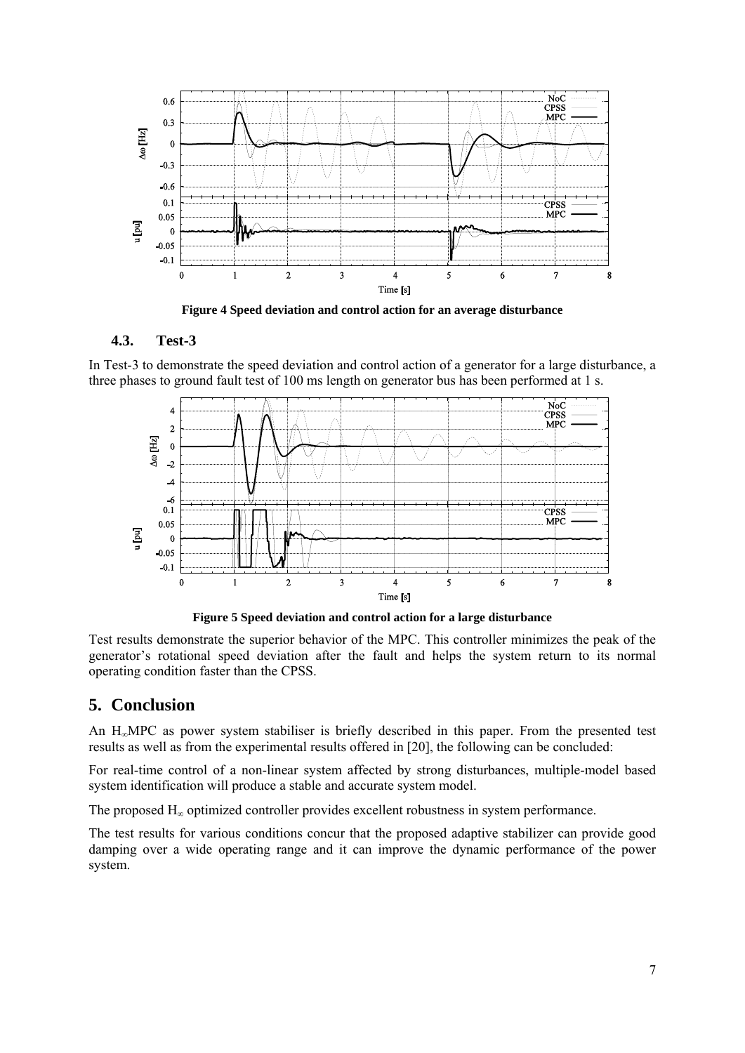**Figure 4 Speed deviation and control action for an average disturbance**

### 4.3. Test-3

In Test-3 to demonstrate the speed deviation and control action of a generator for a large disturbance, a three phases to ground fault test of 100 ms length on generator bus has been performed at 1 s.

**Figure 5 Speed deviation and control action for a large disturbance**

Test results demonstrate the superior behavior of the MPC. This controller minimizes the peak of the generator's rotational speed deviation after the fault and helps the system return to its normal operating condition faster than the CPSS.

## 5. Conclusion

An $H_\infty$MPC as power system stabiliser is briefly described in this paper. From the presented test results as well as from the experimental results offered in [20], the following can be concluded:

For real-time control of a non-linear system affected by strong disturbances, multiple-model based system identification will produce a stable and accurate system model.

The proposed $H_\infty$ optimized controller provides excellent robustness in system performance.

The test results for various conditions concur that the proposed adaptive stabilizer can provide good damping over a wide operating range and it can improve the dynamic performance of the power system.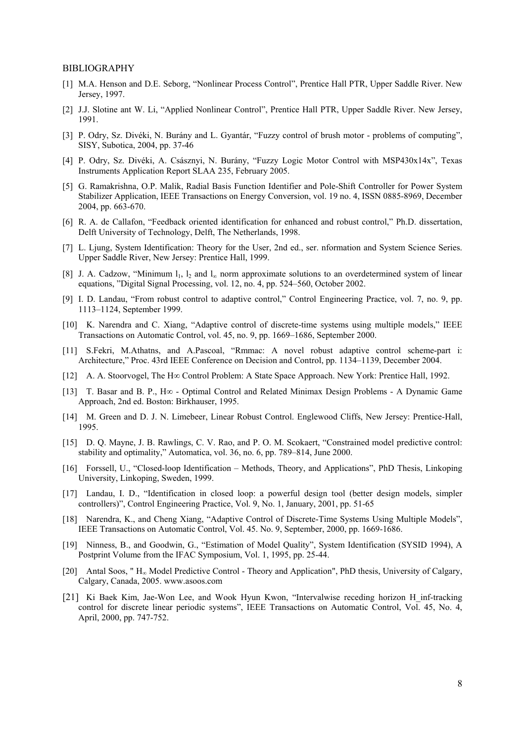# BIBLIOGRAPHY

[1] M.A. Henson and D.E. Seborg, "Nonlinear Process Control", Prentice Hall PTR, Upper Saddle River. New Jersey, 1997.

[2] J.J. Slotine ant W. Li, "Applied Nonlinear Control", Prentice Hall PTR, Upper Saddle River. New Jersey, 1991.

[3] P. Odry, Sz. Divéki, N. Burány and L. Gyantár, "Fuzzy control of brush motor - problems of computing", SISY, Subotica, 2004, pp. 37-46

[4] P. Odry, Sz. Divéki, A. Császnyi, N. Burány, "Fuzzy Logic Motor Control with MSP430x14x", Texas Instruments Application Report SLAA 235, February 2005.

[5] G. Ramakrishna, O.P. Malik, Radial Basis Function Identifier and Pole-Shift Controller for Power System Stabilizer Application, IEEE Transactions on Energy Conversion, vol. 19 no. 4, ISSN 0885-8969, December 2004, pp. 663-670.

[6] R. A. de Callafon, "Feedback oriented identification for enhanced and robust control," Ph.D. dissertation, Delft University of Technology, Delft, The Netherlands, 1998.

[7] L. Ljung, System Identification: Theory for the User, 2nd ed., ser. nformation and System Science Series. Upper Saddle River, New Jersey: Prentice Hall, 1999.

[8] J. A. Cadzow, "Minimum $l_1$, $l_2$ and $l_\infty$ norm approximate solutions to an overdetermined system of linear equations, "Digital Signal Processing, vol. 12, no. 4, pp. 524–560, October 2002.

[9] I. D. Landau, "From robust control to adaptive control," Control Engineering Practice, vol. 7, no. 9, pp. 1113–1124, September 1999.

[10] K. Narendra and C. Xiang, "Adaptive control of discrete-time systems using multiple models," IEEE Transactions on Automatic Control, vol. 45, no. 9, pp. 1669–1686, September 2000.

[11] S.Fekri, M.Athatns, and A.Pascoal, "Rmmac: A novel robust adaptive control scheme-part i: Architecture," Proc. 43rd IEEE Conference on Decision and Control, pp. 1134–1139, December 2004.

[12] A. A. Stoorvogel, The H∞ Control Problem: A State Space Approach. New York: Prentice Hall, 1992.

[13] T. Basar and B. P., H∞ - Optimal Control and Related Minimax Design Problems - A Dynamic Game Approach, 2nd ed. Boston: Birkhauser, 1995.

[14] M. Green and D. J. N. Limebeer, Linear Robust Control. Englewood Cliffs, New Jersey: Prentice-Hall, 1995.

[15] D. Q. Mayne, J. B. Rawlings, C. V. Rao, and P. O. M. Scokaert, "Constrained model predictive control: stability and optimality," Automatica, vol. 36, no. 6, pp. 789–814, June 2000.

[16] Forssell, U., "Closed-loop Identification – Methods, Theory, and Applications", PhD Thesis, Linkoping University, Linkoping, Sweden, 1999.

[17] Landau, I. D., "Identification in closed loop: a powerful design tool (better design models, simpler controllers)", Control Engineering Practice, Vol. 9, No. 1, January, 2001, pp. 51-65

[18] Narendra, K., and Cheng Xiang, "Adaptive Control of Discrete-Time Systems Using Multiple Models", IEEE Transactions on Automatic Control, Vol. 45. No. 9, September, 2000, pp. 1669-1686.

[19] Ninness, B., and Goodwin, G., "Estimation of Model Quality", System Identification (SYSID 1994), A Postprint Volume from the IFAC Symposium, Vol. 1, 1995, pp. 25-44.

[20] Antal Soos, " $H_\infty$ Model Predictive Control - Theory and Application", PhD thesis, University of Calgary, Calgary, Canada, 2005. www.asoos.com

[21] Ki Baek Kim, Jae-Won Lee, and Wook Hyun Kwon, "Intervalwise receding horizon H_inf-tracking control for discrete linear periodic systems", IEEE Transactions on Automatic Control, Vol. 45, No. 4, April, 2000, pp. 747-752.